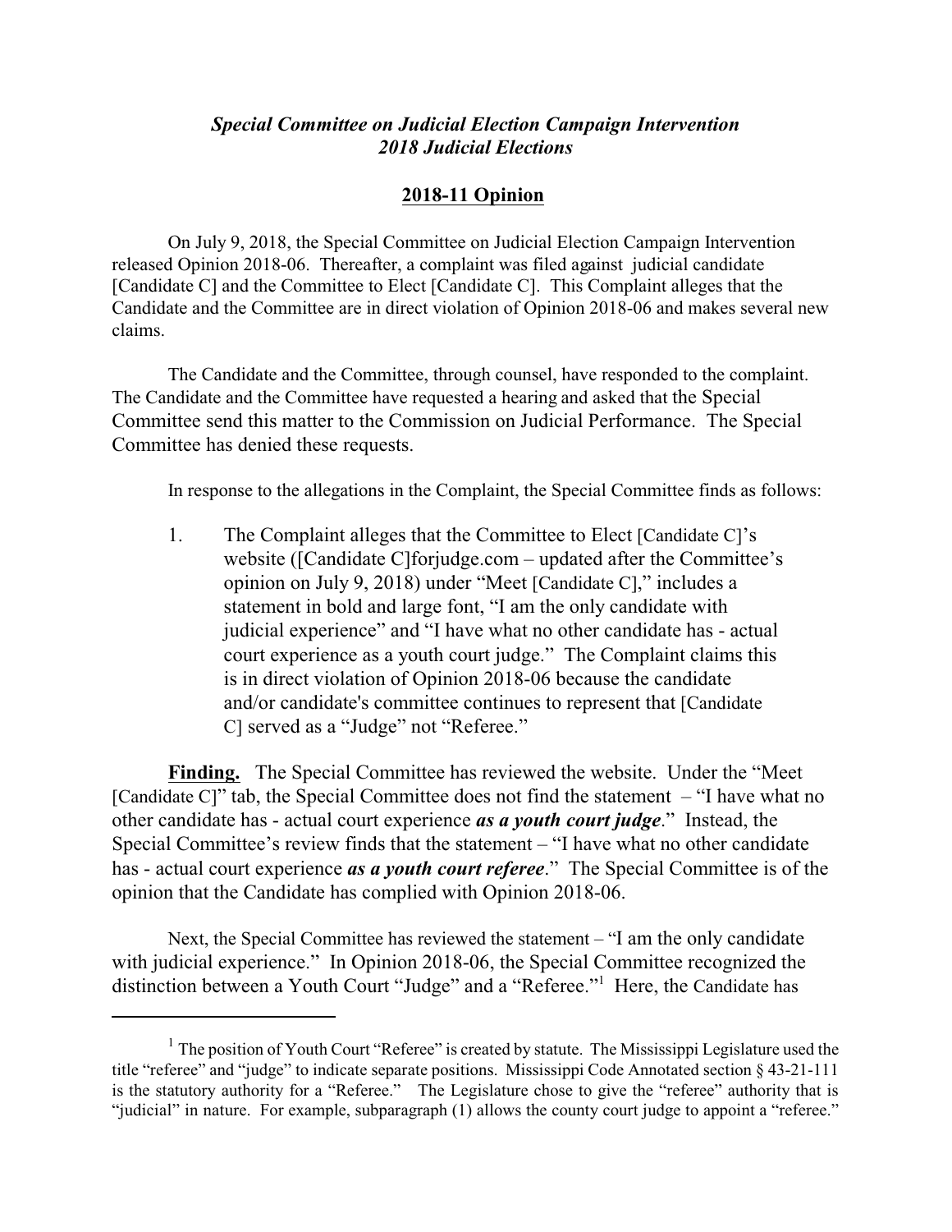***Special Committee on Judicial Election Campaign Intervention***
***2018 Judicial Elections***

**2018-11 Opinion**

On July 9, 2018, the Special Committee on Judicial Election Campaign Intervention released Opinion 2018-06. Thereafter, a complaint was filed against judicial candidate [Candidate C] and the Committee to Elect [Candidate C]. This Complaint alleges that the Candidate and the Committee are in direct violation of Opinion 2018-06 and makes several new claims.

The Candidate and the Committee, through counsel, have responded to the complaint. The Candidate and the Committee have requested a hearing and asked that the Special Committee send this matter to the Commission on Judicial Performance. The Special Committee has denied these requests.

In response to the allegations in the Complaint, the Special Committee finds as follows:

1. The Complaint alleges that the Committee to Elect [Candidate C]'s website ([Candidate C]forjudge.com – updated after the Committee's opinion on July 9, 2018) under "Meet [Candidate C]," includes a statement in bold and large font, "I am the only candidate with judicial experience" and "I have what no other candidate has - actual court experience as a youth court judge." The Complaint claims this is in direct violation of Opinion 2018-06 because the candidate and/or candidate's committee continues to represent that [Candidate C] served as a "Judge" not "Referee."

**Finding.** The Special Committee has reviewed the website. Under the "Meet [Candidate C]" tab, the Special Committee does not find the statement – "I have what no other candidate has - actual court experience ***as a youth court judge***." Instead, the Special Committee's review finds that the statement – "I have what no other candidate has - actual court experience ***as a youth court referee***." The Special Committee is of the opinion that the Candidate has complied with Opinion 2018-06.

Next, the Special Committee has reviewed the statement – "I am the only candidate with judicial experience." In Opinion 2018-06, the Special Committee recognized the distinction between a Youth Court "Judge" and a "Referee."[1] Here, the Candidate has

[1] The position of Youth Court "Referee" is created by statute. The Mississippi Legislature used the title "referee" and "judge" to indicate separate positions. Mississippi Code Annotated section § 43-21-111 is the statutory authority for a "Referee." The Legislature chose to give the "referee" authority that is "judicial" in nature. For example, subparagraph (1) allows the county court judge to appoint a "referee."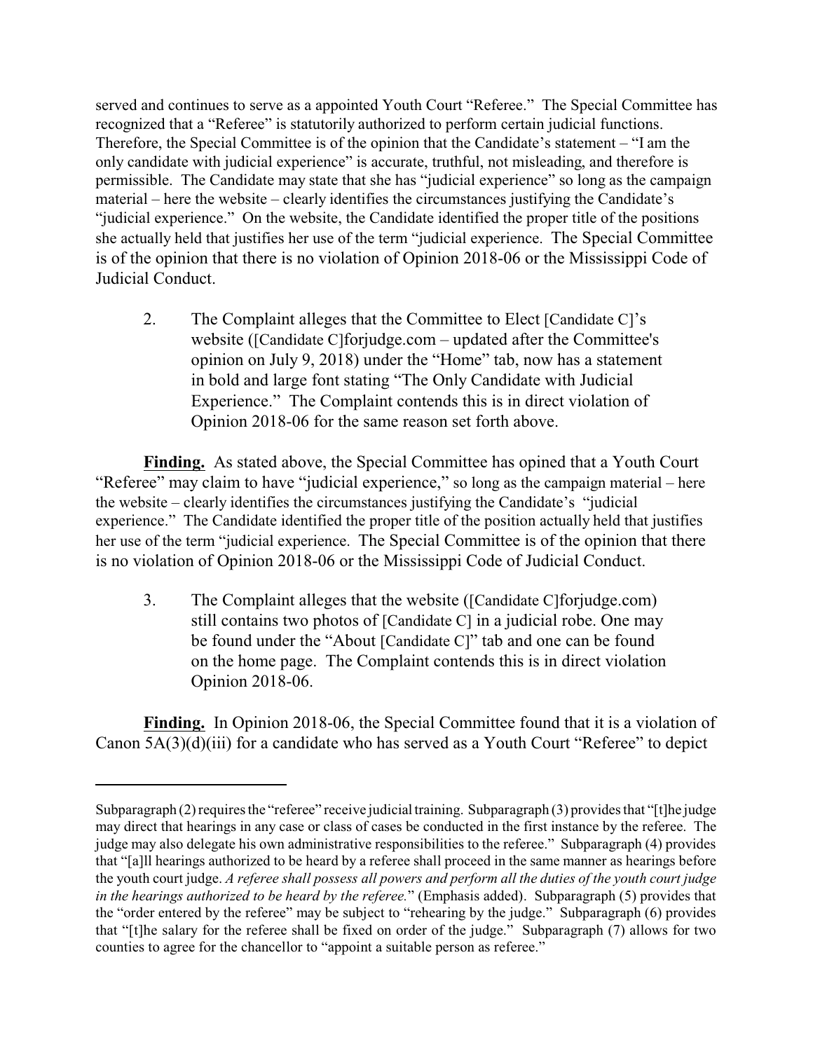served and continues to serve as a appointed Youth Court "Referee." The Special Committee has recognized that a "Referee" is statutorily authorized to perform certain judicial functions. Therefore, the Special Committee is of the opinion that the Candidate's statement – "I am the only candidate with judicial experience" is accurate, truthful, not misleading, and therefore is permissible. The Candidate may state that she has "judicial experience" so long as the campaign material – here the website – clearly identifies the circumstances justifying the Candidate's "judicial experience." On the website, the Candidate identified the proper title of the positions she actually held that justifies her use of the term "judicial experience. The Special Committee is of the opinion that there is no violation of Opinion 2018-06 or the Mississippi Code of Judicial Conduct.

2. The Complaint alleges that the Committee to Elect [Candidate C]'s website ([Candidate C]forjudge.com – updated after the Committee's opinion on July 9, 2018) under the "Home" tab, now has a statement in bold and large font stating "The Only Candidate with Judicial Experience." The Complaint contends this is in direct violation of Opinion 2018-06 for the same reason set forth above.

**Finding.** As stated above, the Special Committee has opined that a Youth Court "Referee" may claim to have "judicial experience," so long as the campaign material – here the website – clearly identifies the circumstances justifying the Candidate's "judicial experience." The Candidate identified the proper title of the position actually held that justifies her use of the term "judicial experience. The Special Committee is of the opinion that there is no violation of Opinion 2018-06 or the Mississippi Code of Judicial Conduct.

3. The Complaint alleges that the website ([Candidate C]forjudge.com) still contains two photos of [Candidate C] in a judicial robe. One may be found under the "About [Candidate C]" tab and one can be found on the home page. The Complaint contends this is in direct violation Opinion 2018-06.

**Finding.** In Opinion 2018-06, the Special Committee found that it is a violation of Canon 5A(3)(d)(iii) for a candidate who has served as a Youth Court "Referee" to depict

---

Subparagraph (2) requires the "referee" receive judicial training. Subparagraph (3) provides that "[t]he judge may direct that hearings in any case or class of cases be conducted in the first instance by the referee. The judge may also delegate his own administrative responsibilities to the referee." Subparagraph (4) provides that "[a]ll hearings authorized to be heard by a referee shall proceed in the same manner as hearings before the youth court judge. *A referee shall possess all powers and perform all the duties of the youth court judge in the hearings authorized to be heard by the referee.*" (Emphasis added). Subparagraph (5) provides that the "order entered by the referee" may be subject to "rehearing by the judge." Subparagraph (6) provides that "[t]he salary for the referee shall be fixed on order of the judge." Subparagraph (7) allows for two counties to agree for the chancellor to "appoint a suitable person as referee."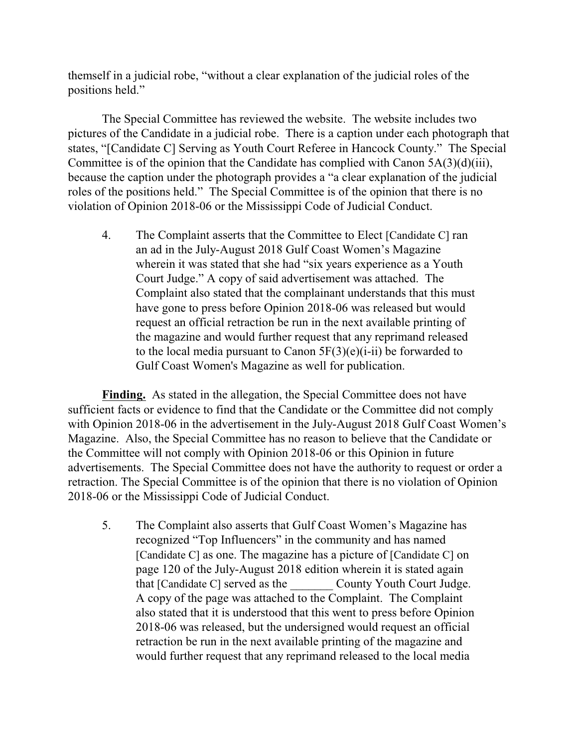themself in a judicial robe, "without a clear explanation of the judicial roles of the positions held."

The Special Committee has reviewed the website. The website includes two pictures of the Candidate in a judicial robe. There is a caption under each photograph that states, "[Candidate C] Serving as Youth Court Referee in Hancock County." The Special Committee is of the opinion that the Candidate has complied with Canon 5A(3)(d)(iii), because the caption under the photograph provides a "a clear explanation of the judicial roles of the positions held." The Special Committee is of the opinion that there is no violation of Opinion 2018-06 or the Mississippi Code of Judicial Conduct.

4. The Complaint asserts that the Committee to Elect [Candidate C] ran an ad in the July-August 2018 Gulf Coast Women's Magazine wherein it was stated that she had "six years experience as a Youth Court Judge." A copy of said advertisement was attached. The Complaint also stated that the complainant understands that this must have gone to press before Opinion 2018-06 was released but would request an official retraction be run in the next available printing of the magazine and would further request that any reprimand released to the local media pursuant to Canon 5F(3)(e)(i-ii) be forwarded to Gulf Coast Women's Magazine as well for publication.

**Finding.** As stated in the allegation, the Special Committee does not have sufficient facts or evidence to find that the Candidate or the Committee did not comply with Opinion 2018-06 in the advertisement in the July-August 2018 Gulf Coast Women's Magazine. Also, the Special Committee has no reason to believe that the Candidate or the Committee will not comply with Opinion 2018-06 or this Opinion in future advertisements. The Special Committee does not have the authority to request or order a retraction. The Special Committee is of the opinion that there is no violation of Opinion 2018-06 or the Mississippi Code of Judicial Conduct.

5. The Complaint also asserts that Gulf Coast Women's Magazine has recognized "Top Influencers" in the community and has named [Candidate C] as one. The magazine has a picture of [Candidate C] on page 120 of the July-August 2018 edition wherein it is stated again that [Candidate C] served as the _______ County Youth Court Judge. A copy of the page was attached to the Complaint. The Complaint also stated that it is understood that this went to press before Opinion 2018-06 was released, but the undersigned would request an official retraction be run in the next available printing of the magazine and would further request that any reprimand released to the local media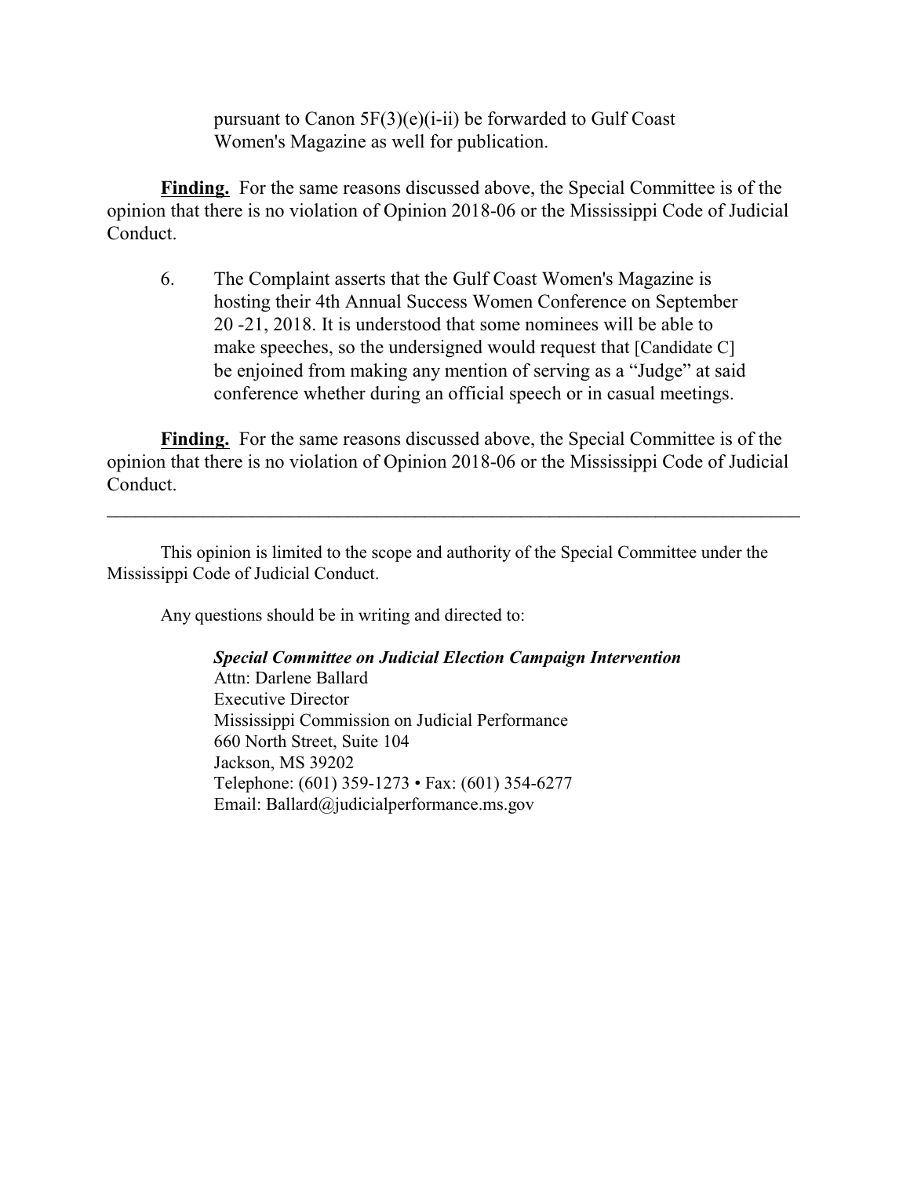pursuant to Canon 5F(3)(e)(i-ii) be forwarded to Gulf Coast Women's Magazine as well for publication.

**Finding.** For the same reasons discussed above, the Special Committee is of the opinion that there is no violation of Opinion 2018-06 or the Mississippi Code of Judicial Conduct.

6. The Complaint asserts that the Gulf Coast Women's Magazine is hosting their 4th Annual Success Women Conference on September 20 -21, 2018. It is understood that some nominees will be able to make speeches, so the undersigned would request that [Candidate C] be enjoined from making any mention of serving as a "Judge" at said conference whether during an official speech or in casual meetings.

**Finding.** For the same reasons discussed above, the Special Committee is of the opinion that there is no violation of Opinion 2018-06 or the Mississippi Code of Judicial Conduct.

---

This opinion is limited to the scope and authority of the Special Committee under the Mississippi Code of Judicial Conduct.

Any questions should be in writing and directed to:

***Special Committee on Judicial Election Campaign Intervention***
Attn: Darlene Ballard
Executive Director
Mississippi Commission on Judicial Performance
660 North Street, Suite 104
Jackson, MS 39202
Telephone: (601) 359-1273 • Fax: (601) 354-6277
Email: Ballard@judicialperformance.ms.gov